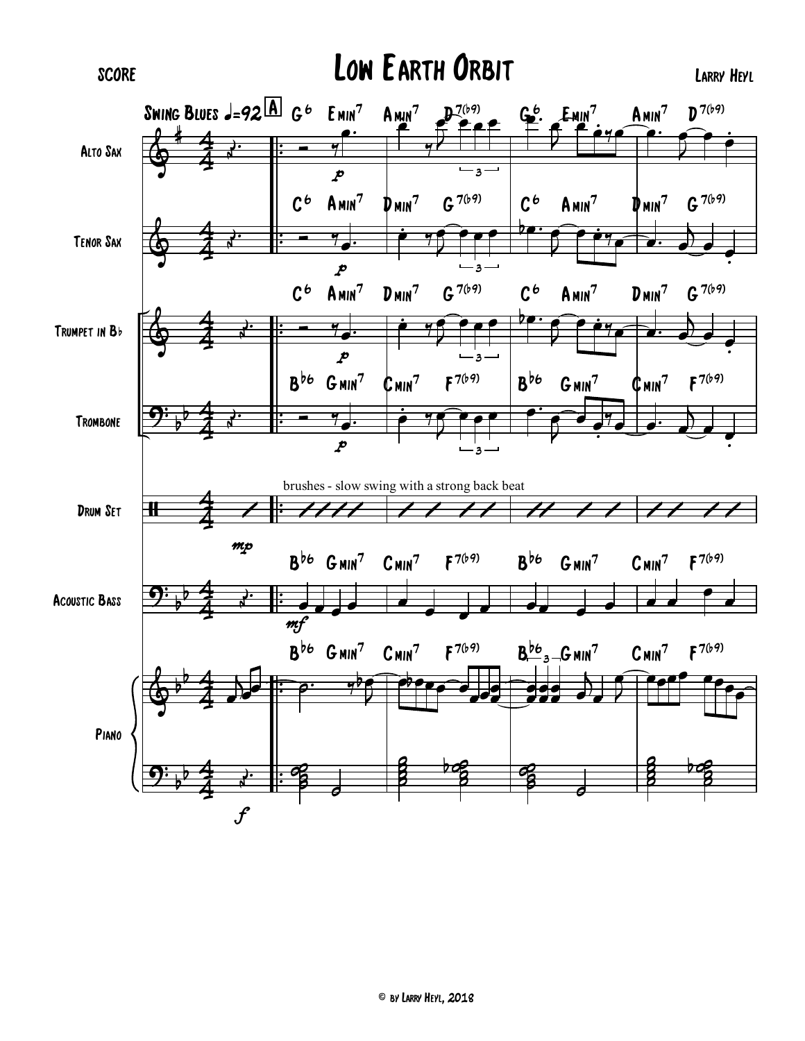SCORE

# Low Earth Orbit

Larry Heyl

Swing Blues ♩=92

A

Alto Sax

Tenor Sax

Trumpet in B♭

Trombone

Drum Set

Acoustic Bass

Piano

G6 Emin7 Amin7 D7(♭9) G6 Emin7 Amin7 D7(♭9)

C6 Amin7 Dmin7 G7(♭9) C6 Amin7 Dmin7 G7(♭9)

C6 Amin7 Dmin7 G7(♭9) C6 Amin7 Dmin7 G7(♭9)

B♭6 Gmin7 Cmin7 F7(♭9) B♭6 Gmin7 Cmin7 F7(♭9)

brushes - slow swing with a strong back beat

B♭6 Gmin7 Cmin7 F7(♭9) B♭6 Gmin7 Cmin7 F7(♭9)

B♭6 Gmin7 Cmin7 F7(♭9) B♭6 Gmin7 Cmin7 F7(♭9)

© by Larry Heyl, 2018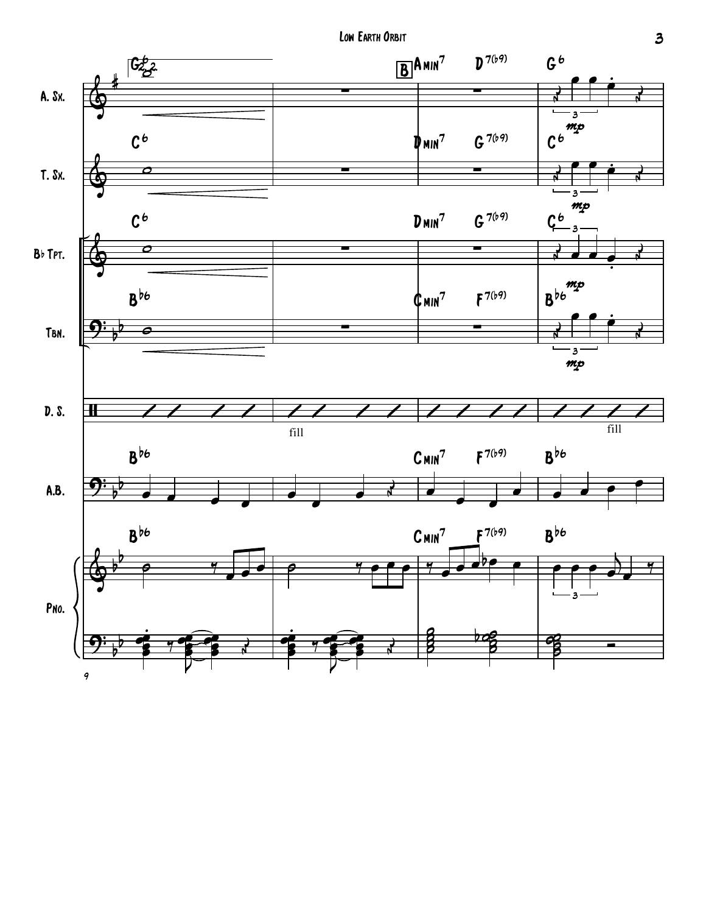**B**

| Instrument | Measure 1 | Measure 2 | Measure 3 | Measure 4 |
|---|---|---|---|---|
| A. Sx. | G6 | | Amin7 D7(b9) | G6 (mp) |
| T. Sx. | C6 | | Dmin7 G7(b9) | C6 (mp) |
| Bb Tpt. | C6 | | Dmin7 G7(b9) | C6 (mp) |
| Tbn. | Bb6 | | Cmin7 F7(b9) | Bb6 (mp) |
| D. S. | | fill | | fill |
| A.B. | Bb6 | | Cmin7 F7(b9) | Bb6 |
| Pno. | Bb6 | | Cmin7 F7(b9) | Bb6 |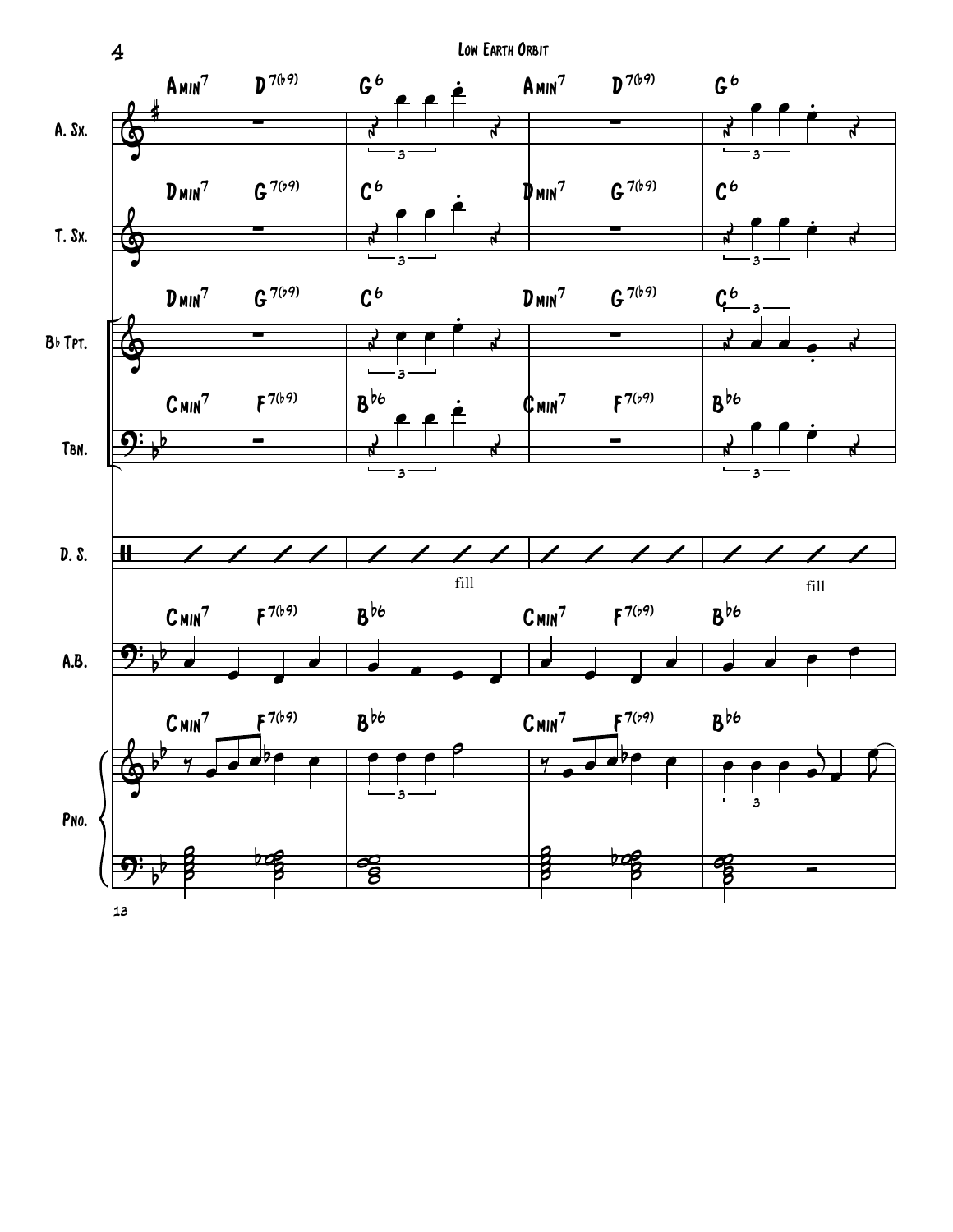A. Sx.: Amin7 D7(b9) | G6 | Amin7 D7(b9) | G6

T. Sx.: Dmin7 G7(b9) | C6 | Dmin7 G7(b9) | C6

B♭ Tpt.: Dmin7 G7(b9) | C6 | Dmin7 G7(b9) | C6

Tbn.: Cmin7 F7(b9) | B♭6 | Cmin7 F7(b9) | B♭6

D. S.: fill | fill

A.B.: Cmin7 F7(b9) | B♭6 | Cmin7 F7(b9) | B♭6

Pno.: Cmin7 F7(b9) | B♭6 | Cmin7 F7(b9) | B♭6

13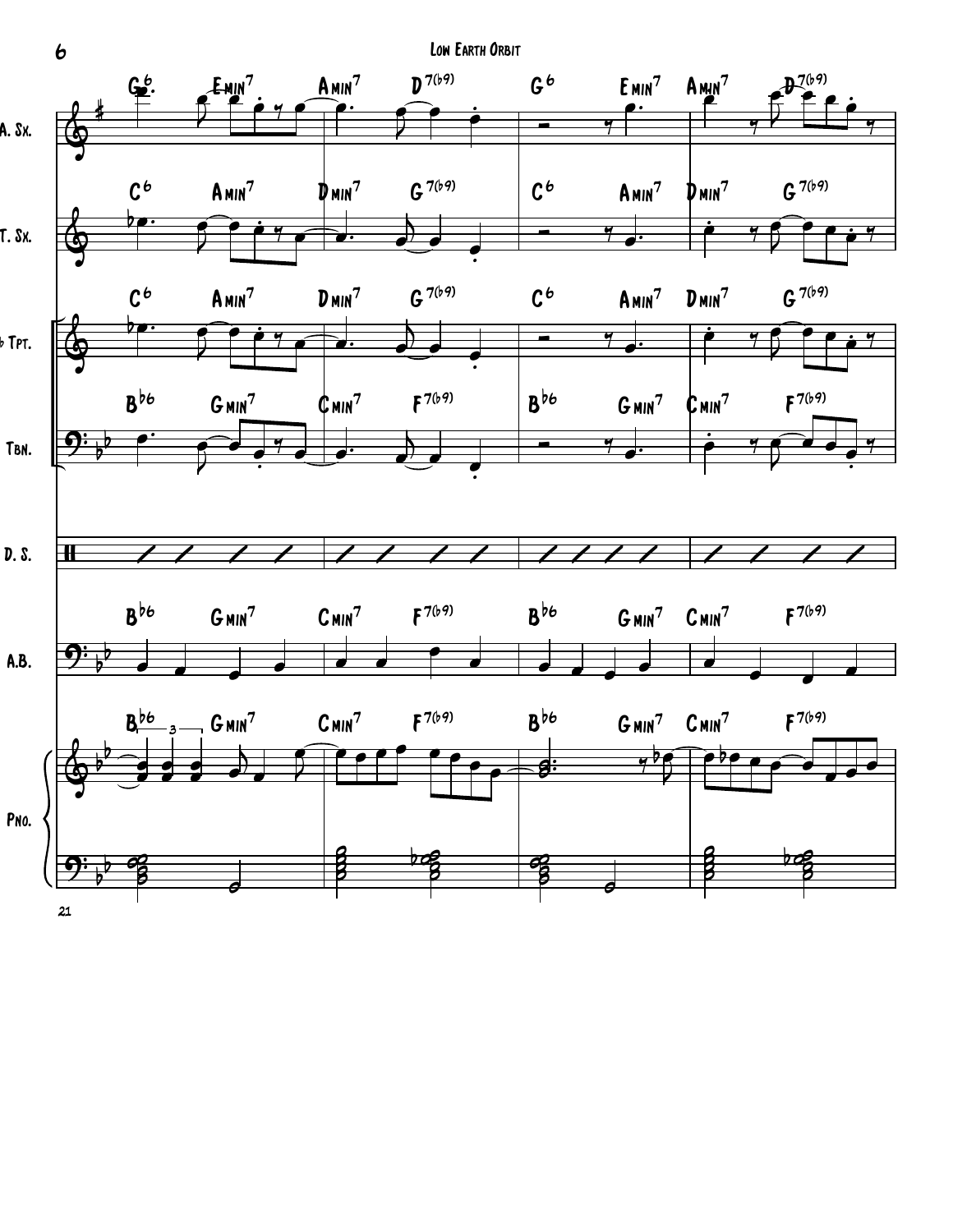A. Sx.

G6 | Emin7 | Amin7 | D7(b9) | G6 | Emin7 | Amin7 | D7(b9)

T. Sx.

C6 | Amin7 | Dmin7 | G7(b9) | C6 | Amin7 | Dmin7 | G7(b9)

B♭ Tpt.

C6 | Amin7 | Dmin7 | G7(b9) | C6 | Amin7 | Dmin7 | G7(b9)

Tbn.

B♭6 | Gmin7 | Cmin7 | F7(b9) | B♭6 | Gmin7 | Cmin7 | F7(b9)

D. S.

A.B.

B♭6 | Gmin7 | Cmin7 | F7(b9) | B♭6 | Gmin7 | Cmin7 | F7(b9)

Pno.

B♭6 | Gmin7 | Cmin7 | F7(b9) | B♭6 | Gmin7 | Cmin7 | F7(b9)

21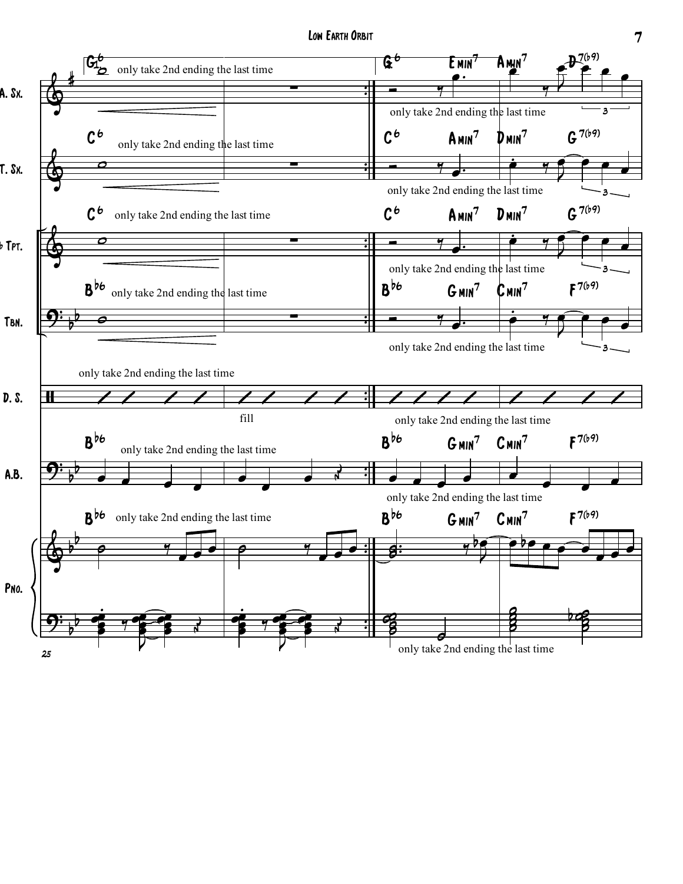**A. Sx.** — G6 | | G6 Emin7 Amin7 D7(b9)

only take 2nd ending the last time

only take 2nd ending the last time

**T. Sx.** — C6 | | C6 Amin7 Dmin7 G7(b9)

only take 2nd ending the last time

only take 2nd ending the last time

**Tpt.** — C6 | | C6 Amin7 Dmin7 G7(b9)

only take 2nd ending the last time

only take 2nd ending the last time

**Tbn.** — Bb6 | | Bb6 Gmin7 Cmin7 F7(b9)

only take 2nd ending the last time

only take 2nd ending the last time

**D. S.**

only take 2nd ending the last time

fill

only take 2nd ending the last time

**A.B.** — Bb6 | | Bb6 Gmin7 Cmin7 F7(b9)

only take 2nd ending the last time

only take 2nd ending the last time

**Pno.** — Bb6 | | Bb6 Gmin7 Cmin7 F7(b9)

only take 2nd ending the last time

only take 2nd ending the last time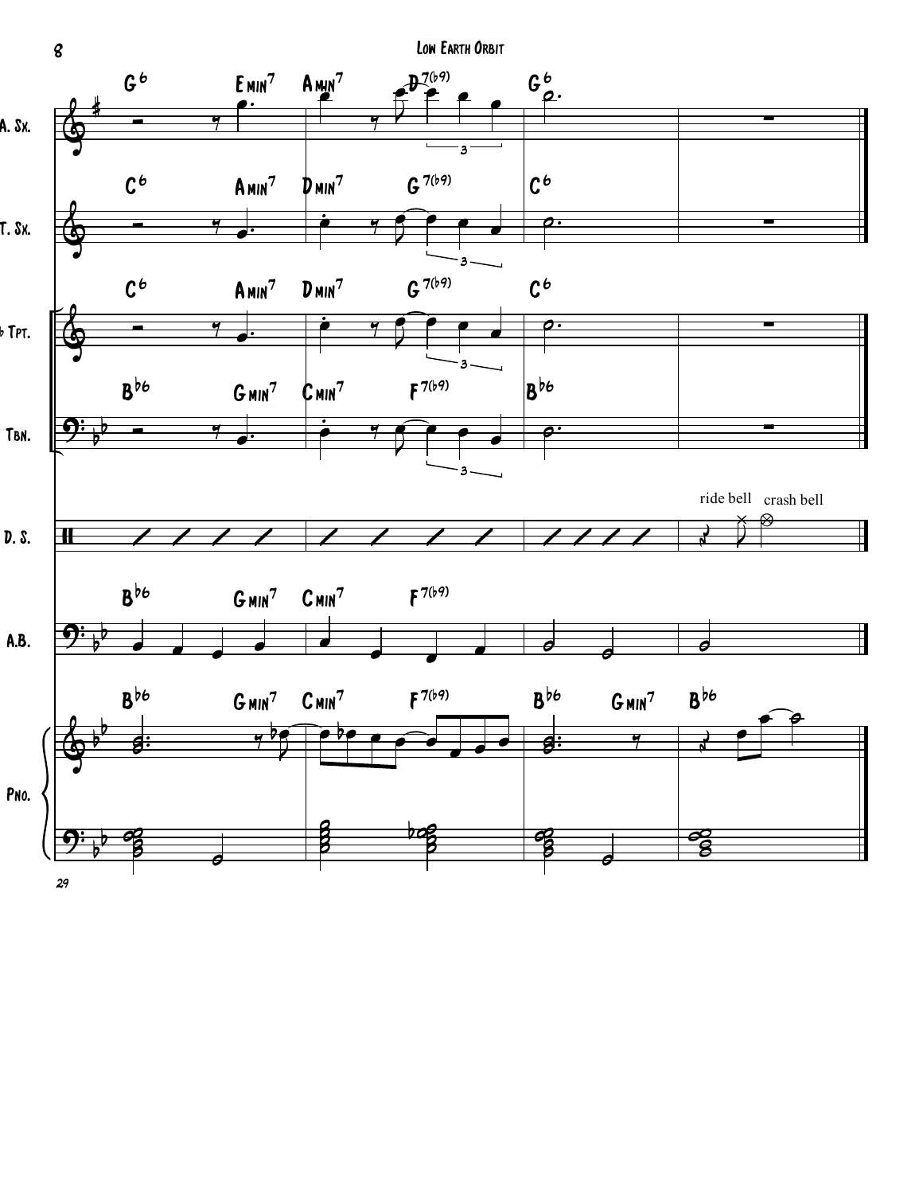G6 Emin7 Amin7 D7(b9) G6

A. Sx.

C6 Amin7 Dmin7 G7(b9) C6

T. Sx.

C6 Amin7 Dmin7 G7(b9) C6

Tpt.

Bb6 Gmin7 Cmin7 F7(b9) Bb6

Tbn.

ride bell crash bell

D. S.

Bb6 Gmin7 Cmin7 F7(b9)

A.B.

Bb6 Gmin7 Cmin7 F7(b9) Bb6 Gmin7 Bb6

Pno.

29